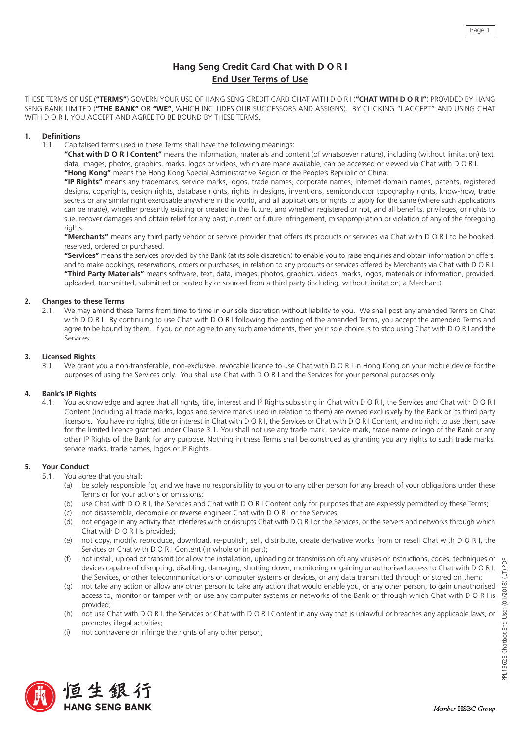# Hang Seng Credit Card Chat with D O R I
# End User Terms of Use

THESE TERMS OF USE (**"TERMS"**) GOVERN YOUR USE OF HANG SENG CREDIT CARD CHAT WITH D O R I (**"CHAT WITH D O R I"**) PROVIDED BY HANG SENG BANK LIMITED (**"THE BANK"** OR **"WE"**, WHICH INCLUDES OUR SUCCESSORS AND ASSIGNS). BY CLICKING "I ACCEPT" AND USING CHAT WITH D O R I, YOU ACCEPT AND AGREE TO BE BOUND BY THESE TERMS.

## 1. Definitions

1.1. Capitalised terms used in these Terms shall have the following meanings:

**"Chat with D O R I Content"** means the information, materials and content (of whatsoever nature), including (without limitation) text, data, images, photos, graphics, marks, logos or videos, which are made available, can be accessed or viewed via Chat with D O R I.

**"Hong Kong"** means the Hong Kong Special Administrative Region of the People's Republic of China.

**"IP Rights"** means any trademarks, service marks, logos, trade names, corporate names, Internet domain names, patents, registered designs, copyrights, design rights, database rights, rights in designs, inventions, semiconductor topography rights, know-how, trade secrets or any similar right exercisable anywhere in the world, and all applications or rights to apply for the same (where such applications can be made), whether presently existing or created in the future, and whether registered or not, and all benefits, privileges, or rights to sue, recover damages and obtain relief for any past, current or future infringement, misappropriation or violation of any of the foregoing rights.

**"Merchants"** means any third party vendor or service provider that offers its products or services via Chat with D O R I to be booked, reserved, ordered or purchased.

**"Services"** means the services provided by the Bank (at its sole discretion) to enable you to raise enquiries and obtain information or offers, and to make bookings, reservations, orders or purchases, in relation to any products or services offered by Merchants via Chat with D O R I.

**"Third Party Materials"** means software, text, data, images, photos, graphics, videos, marks, logos, materials or information, provided, uploaded, transmitted, submitted or posted by or sourced from a third party (including, without limitation, a Merchant).

## 2. Changes to these Terms

2.1. We may amend these Terms from time to time in our sole discretion without liability to you. We shall post any amended Terms on Chat with D O R I. By continuing to use Chat with D O R I following the posting of the amended Terms, you accept the amended Terms and agree to be bound by them. If you do not agree to any such amendments, then your sole choice is to stop using Chat with D O R I and the Services.

## 3. Licensed Rights

3.1. We grant you a non-transferable, non-exclusive, revocable licence to use Chat with D O R I in Hong Kong on your mobile device for the purposes of using the Services only. You shall use Chat with D O R I and the Services for your personal purposes only.

## 4. Bank's IP Rights

4.1. You acknowledge and agree that all rights, title, interest and IP Rights subsisting in Chat with D O R I, the Services and Chat with D O R I Content (including all trade marks, logos and service marks used in relation to them) are owned exclusively by the Bank or its third party licensors. You have no rights, title or interest in Chat with D O R I, the Services or Chat with D O R I Content, and no right to use them, save for the limited licence granted under Clause 3.1. You shall not use any trade mark, service mark, trade name or logo of the Bank or any other IP Rights of the Bank for any purpose. Nothing in these Terms shall be construed as granting you any rights to such trade marks, service marks, trade names, logos or IP Rights.

## 5. Your Conduct

5.1. You agree that you shall:

(a) be solely responsible for, and we have no responsibility to you or to any other person for any breach of your obligations under these Terms or for your actions or omissions;

(b) use Chat with D O R I, the Services and Chat with D O R I Content only for purposes that are expressly permitted by these Terms;

(c) not disassemble, decompile or reverse engineer Chat with D O R I or the Services;

(d) not engage in any activity that interferes with or disrupts Chat with D O R I or the Services, or the servers and networks through which Chat with D O R I is provided;

(e) not copy, modify, reproduce, download, re-publish, sell, distribute, create derivative works from or resell Chat with D O R I, the Services or Chat with D O R I Content (in whole or in part);

(f) not install, upload or transmit (or allow the installation, uploading or transmission of) any viruses or instructions, codes, techniques or devices capable of disrupting, disabling, damaging, shutting down, monitoring or gaining unauthorised access to Chat with D O R I, the Services, or other telecommunications or computer systems or devices, or any data transmitted through or stored on them;

(g) not take any action or allow any other person to take any action that would enable you, or any other person, to gain unauthorised access to, monitor or tamper with or use any computer systems or networks of the Bank or through which Chat with D O R I is provided;

(h) not use Chat with D O R I, the Services or Chat with D O R I Content in any way that is unlawful or breaches any applicable laws, or promotes illegal activities;

(i) not contravene or infringe the rights of any other person;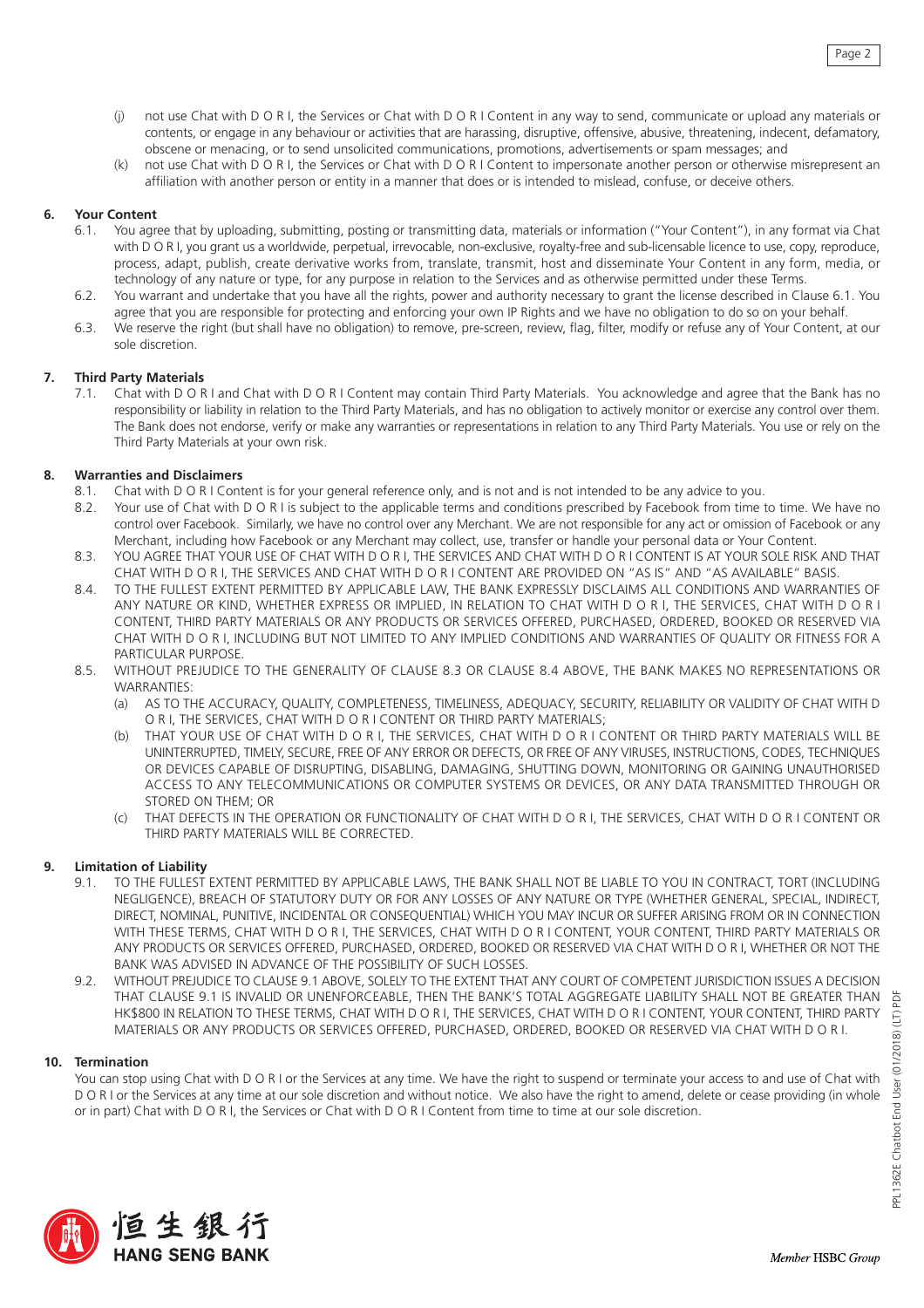(j) not use Chat with D O R I, the Services or Chat with D O R I Content in any way to send, communicate or upload any materials or contents, or engage in any behaviour or activities that are harassing, disruptive, offensive, abusive, threatening, indecent, defamatory, obscene or menacing, or to send unsolicited communications, promotions, advertisements or spam messages; and

(k) not use Chat with D O R I, the Services or Chat with D O R I Content to impersonate another person or otherwise misrepresent an affiliation with another person or entity in a manner that does or is intended to mislead, confuse, or deceive others.

## 6. Your Content

6.1. You agree that by uploading, submitting, posting or transmitting data, materials or information ("Your Content"), in any format via Chat with D O R I, you grant us a worldwide, perpetual, irrevocable, non-exclusive, royalty-free and sub-licensable licence to use, copy, reproduce, process, adapt, publish, create derivative works from, translate, transmit, host and disseminate Your Content in any form, media, or technology of any nature or type, for any purpose in relation to the Services and as otherwise permitted under these Terms.

6.2. You warrant and undertake that you have all the rights, power and authority necessary to grant the license described in Clause 6.1. You agree that you are responsible for protecting and enforcing your own IP Rights and we have no obligation to do so on your behalf.

6.3. We reserve the right (but shall have no obligation) to remove, pre-screen, review, flag, filter, modify or refuse any of Your Content, at our sole discretion.

## 7. Third Party Materials

7.1. Chat with D O R I and Chat with D O R I Content may contain Third Party Materials. You acknowledge and agree that the Bank has no responsibility or liability in relation to the Third Party Materials, and has no obligation to actively monitor or exercise any control over them. The Bank does not endorse, verify or make any warranties or representations in relation to any Third Party Materials. You use or rely on the Third Party Materials at your own risk.

## 8. Warranties and Disclaimers

8.1. Chat with D O R I Content is for your general reference only, and is not and is not intended to be any advice to you.

8.2. Your use of Chat with D O R I is subject to the applicable terms and conditions prescribed by Facebook from time to time. We have no control over Facebook. Similarly, we have no control over any Merchant. We are not responsible for any act or omission of Facebook or any Merchant, including how Facebook or any Merchant may collect, use, transfer or handle your personal data or Your Content.

8.3. YOU AGREE THAT YOUR USE OF CHAT WITH D O R I, THE SERVICES AND CHAT WITH D O R I CONTENT IS AT YOUR SOLE RISK AND THAT CHAT WITH D O R I, THE SERVICES AND CHAT WITH D O R I CONTENT ARE PROVIDED ON "AS IS" AND "AS AVAILABLE" BASIS.

8.4. TO THE FULLEST EXTENT PERMITTED BY APPLICABLE LAW, THE BANK EXPRESSLY DISCLAIMS ALL CONDITIONS AND WARRANTIES OF ANY NATURE OR KIND, WHETHER EXPRESS OR IMPLIED, IN RELATION TO CHAT WITH D O R I, THE SERVICES, CHAT WITH D O R I CONTENT, THIRD PARTY MATERIALS OR ANY PRODUCTS OR SERVICES OFFERED, PURCHASED, ORDERED, BOOKED OR RESERVED VIA CHAT WITH D O R I, INCLUDING BUT NOT LIMITED TO ANY IMPLIED CONDITIONS AND WARRANTIES OF QUALITY OR FITNESS FOR A PARTICULAR PURPOSE.

8.5. WITHOUT PREJUDICE TO THE GENERALITY OF CLAUSE 8.3 OR CLAUSE 8.4 ABOVE, THE BANK MAKES NO REPRESENTATIONS OR WARRANTIES:

(a) AS TO THE ACCURACY, QUALITY, COMPLETENESS, TIMELINESS, ADEQUACY, SECURITY, RELIABILITY OR VALIDITY OF CHAT WITH D O R I, THE SERVICES, CHAT WITH D O R I CONTENT OR THIRD PARTY MATERIALS;

(b) THAT YOUR USE OF CHAT WITH D O R I, THE SERVICES, CHAT WITH D O R I CONTENT OR THIRD PARTY MATERIALS WILL BE UNINTERRUPTED, TIMELY, SECURE, FREE OF ANY ERROR OR DEFECTS, OR FREE OF ANY VIRUSES, INSTRUCTIONS, CODES, TECHNIQUES OR DEVICES CAPABLE OF DISRUPTING, DISABLING, DAMAGING, SHUTTING DOWN, MONITORING OR GAINING UNAUTHORISED ACCESS TO ANY TELECOMMUNICATIONS OR COMPUTER SYSTEMS OR DEVICES, OR ANY DATA TRANSMITTED THROUGH OR STORED ON THEM; OR

(c) THAT DEFECTS IN THE OPERATION OR FUNCTIONALITY OF CHAT WITH D O R I, THE SERVICES, CHAT WITH D O R I CONTENT OR THIRD PARTY MATERIALS WILL BE CORRECTED.

## 9. Limitation of Liability

9.1. TO THE FULLEST EXTENT PERMITTED BY APPLICABLE LAWS, THE BANK SHALL NOT BE LIABLE TO YOU IN CONTRACT, TORT (INCLUDING NEGLIGENCE), BREACH OF STATUTORY DUTY OR FOR ANY LOSSES OF ANY NATURE OR TYPE (WHETHER GENERAL, SPECIAL, INDIRECT, DIRECT, NOMINAL, PUNITIVE, INCIDENTAL OR CONSEQUENTIAL) WHICH YOU MAY INCUR OR SUFFER ARISING FROM OR IN CONNECTION WITH THESE TERMS, CHAT WITH D O R I, THE SERVICES, CHAT WITH D O R I CONTENT, YOUR CONTENT, THIRD PARTY MATERIALS OR ANY PRODUCTS OR SERVICES OFFERED, PURCHASED, ORDERED, BOOKED OR RESERVED VIA CHAT WITH D O R I, WHETHER OR NOT THE BANK WAS ADVISED IN ADVANCE OF THE POSSIBILITY OF SUCH LOSSES.

9.2. WITHOUT PREJUDICE TO CLAUSE 9.1 ABOVE, SOLELY TO THE EXTENT THAT ANY COURT OF COMPETENT JURISDICTION ISSUES A DECISION THAT CLAUSE 9.1 IS INVALID OR UNENFORCEABLE, THEN THE BANK'S TOTAL AGGREGATE LIABILITY SHALL NOT BE GREATER THAN HK$800 IN RELATION TO THESE TERMS, CHAT WITH D O R I, THE SERVICES, CHAT WITH D O R I CONTENT, YOUR CONTENT, THIRD PARTY MATERIALS OR ANY PRODUCTS OR SERVICES OFFERED, PURCHASED, ORDERED, BOOKED OR RESERVED VIA CHAT WITH D O R I.

## 10. Termination

You can stop using Chat with D O R I or the Services at any time. We have the right to suspend or terminate your access to and use of Chat with D O R I or the Services at any time at our sole discretion and without notice. We also have the right to amend, delete or cease providing (in whole or in part) Chat with D O R I, the Services or Chat with D O R I Content from time to time at our sole discretion.

PPL1362E Chatbot End User (01/2018) (LT) PDF

恒生銀行 HANG SENG BANK

*Member* HSBC *Group*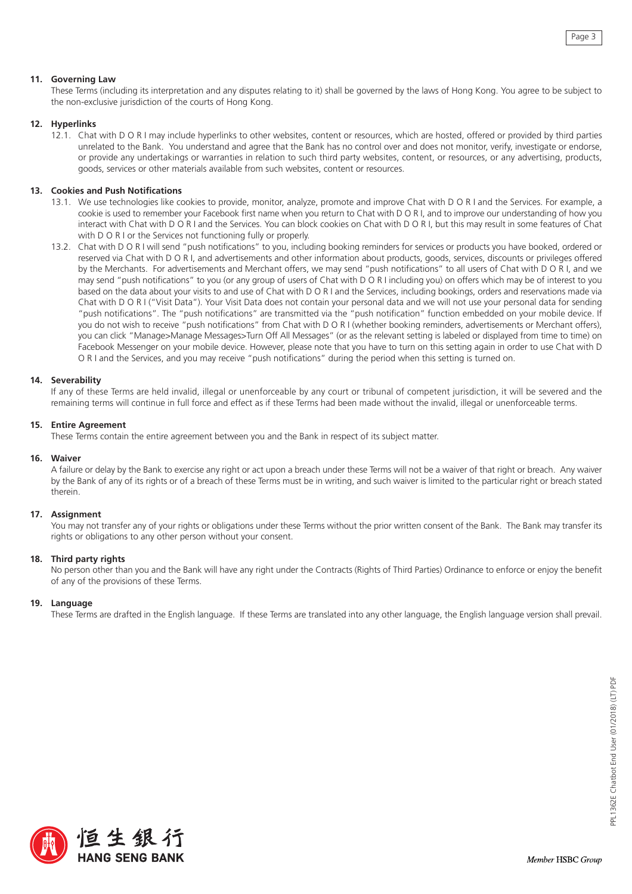## 11. Governing Law

These Terms (including its interpretation and any disputes relating to it) shall be governed by the laws of Hong Kong. You agree to be subject to the non-exclusive jurisdiction of the courts of Hong Kong.

## 12. Hyperlinks

12.1. Chat with D O R I may include hyperlinks to other websites, content or resources, which are hosted, offered or provided by third parties unrelated to the Bank. You understand and agree that the Bank has no control over and does not monitor, verify, investigate or endorse, or provide any undertakings or warranties in relation to such third party websites, content, or resources, or any advertising, products, goods, services or other materials available from such websites, content or resources.

## 13. Cookies and Push Notifications

13.1. We use technologies like cookies to provide, monitor, analyze, promote and improve Chat with D O R I and the Services. For example, a cookie is used to remember your Facebook first name when you return to Chat with D O R I, and to improve our understanding of how you interact with Chat with D O R I and the Services. You can block cookies on Chat with D O R I, but this may result in some features of Chat with D O R I or the Services not functioning fully or properly.

13.2. Chat with D O R I will send "push notifications" to you, including booking reminders for services or products you have booked, ordered or reserved via Chat with D O R I, and advertisements and other information about products, goods, services, discounts or privileges offered by the Merchants. For advertisements and Merchant offers, we may send "push notifications" to all users of Chat with D O R I, and we may send "push notifications" to you (or any group of users of Chat with D O R I including you) on offers which may be of interest to you based on the data about your visits to and use of Chat with D O R I and the Services, including bookings, orders and reservations made via Chat with D O R I ("Visit Data"). Your Visit Data does not contain your personal data and we will not use your personal data for sending "push notifications". The "push notifications" are transmitted via the "push notification" function embedded on your mobile device. If you do not wish to receive "push notifications" from Chat with D O R I (whether booking reminders, advertisements or Merchant offers), you can click "Manage>Manage Messages>Turn Off All Messages" (or as the relevant setting is labeled or displayed from time to time) on Facebook Messenger on your mobile device. However, please note that you have to turn on this setting again in order to use Chat with D O R I and the Services, and you may receive "push notifications" during the period when this setting is turned on.

## 14. Severability

If any of these Terms are held invalid, illegal or unenforceable by any court or tribunal of competent jurisdiction, it will be severed and the remaining terms will continue in full force and effect as if these Terms had been made without the invalid, illegal or unenforceable terms.

## 15. Entire Agreement

These Terms contain the entire agreement between you and the Bank in respect of its subject matter.

## 16. Waiver

A failure or delay by the Bank to exercise any right or act upon a breach under these Terms will not be a waiver of that right or breach. Any waiver by the Bank of any of its rights or of a breach of these Terms must be in writing, and such waiver is limited to the particular right or breach stated therein.

## 17. Assignment

You may not transfer any of your rights or obligations under these Terms without the prior written consent of the Bank. The Bank may transfer its rights or obligations to any other person without your consent.

## 18. Third party rights

No person other than you and the Bank will have any right under the Contracts (Rights of Third Parties) Ordinance to enforce or enjoy the benefit of any of the provisions of these Terms.

## 19. Language

These Terms are drafted in the English language. If these Terms are translated into any other language, the English language version shall prevail.

PPL1362E Chatbot End User (01/2018) (LT) PDF

恒生銀行 HANG SENG BANK

*Member* HSBC *Group*